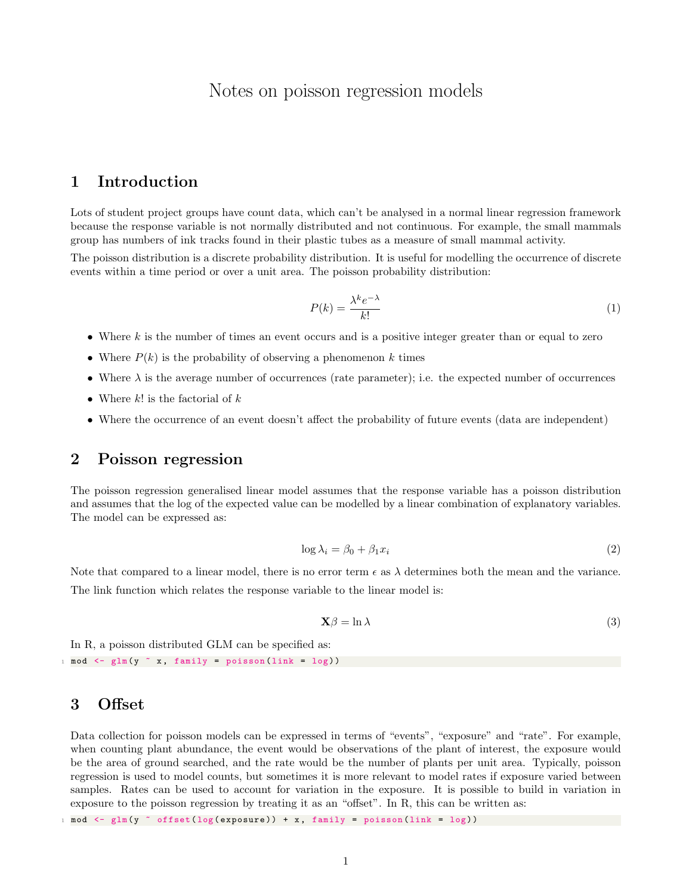# Notes on poisson regression models

## 1 Introduction

Lots of student project groups have count data, which can't be analysed in a normal linear regression framework because the response variable is not normally distributed and not continuous. For example, the small mammals group has numbers of ink tracks found in their plastic tubes as a measure of small mammal activity.

The poisson distribution is a discrete probability distribution. It is useful for modelling the occurrence of discrete events within a time period or over a unit area. The poisson probability distribution:

$$P(k) = \frac{\lambda^k e^{-\lambda}}{k!} \tag{1}$$

- Where $k$ is the number of times an event occurs and is a positive integer greater than or equal to zero
- Where $P(k)$ is the probability of observing a phenomenon $k$ times
- Where $\lambda$ is the average number of occurrences (rate parameter); i.e. the expected number of occurrences
- Where $k!$ is the factorial of $k$
- Where the occurrence of an event doesn't affect the probability of future events (data are independent)

## 2 Poisson regression

The poisson regression generalised linear model assumes that the response variable has a poisson distribution and assumes that the log of the expected value can be modelled by a linear combination of explanatory variables. The model can be expressed as:

$$\log \lambda_i = \beta_0 + \beta_1 x_i \tag{2}$$

Note that compared to a linear model, there is no error term $\epsilon$ as $\lambda$ determines both the mean and the variance.

The link function which relates the response variable to the linear model is:

$$\mathbf{X}\beta = \ln \lambda \tag{3}$$

In R, a poisson distributed GLM can be specified as:

```
mod <- glm(y ~ x, family = poisson(link = log))
```

## 3 Offset

Data collection for poisson models can be expressed in terms of "events", "exposure" and "rate". For example, when counting plant abundance, the event would be observations of the plant of interest, the exposure would be the area of ground searched, and the rate would be the number of plants per unit area. Typically, poisson regression is used to model counts, but sometimes it is more relevant to model rates if exposure varied between samples. Rates can be used to account for variation in the exposure. It is possible to build in variation in exposure to the poisson regression by treating it as an "offset". In R, this can be written as:

```
mod <- glm(y ~ offset(log(exposure)) + x, family = poisson(link = log))
```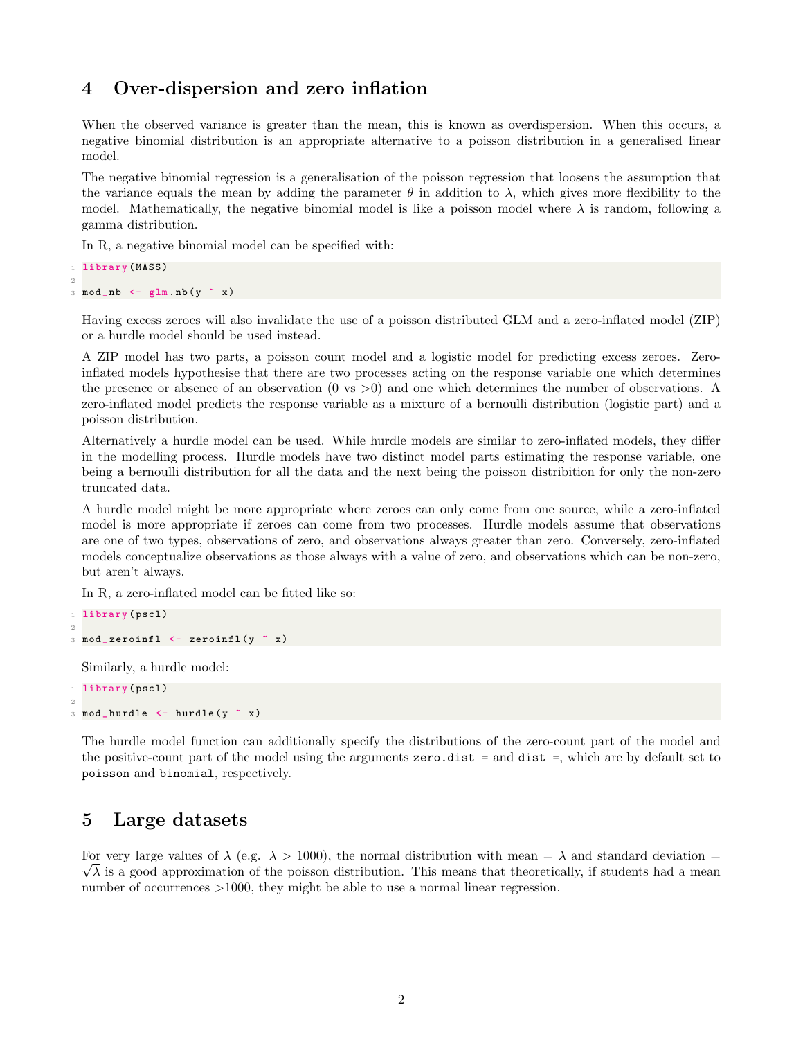## 4 Over-dispersion and zero inflation

When the observed variance is greater than the mean, this is known as overdispersion. When this occurs, a negative binomial distribution is an appropriate alternative to a poisson distribution in a generalised linear model.

The negative binomial regression is a generalisation of the poisson regression that loosens the assumption that the variance equals the mean by adding the parameter $\theta$ in addition to $\lambda$, which gives more flexibility to the model. Mathematically, the negative binomial model is like a poisson model where $\lambda$ is random, following a gamma distribution.

In R, a negative binomial model can be specified with:

```
library(MASS)

mod_nb <- glm.nb(y ~ x)
```

Having excess zeroes will also invalidate the use of a poisson distributed GLM and a zero-inflated model (ZIP) or a hurdle model should be used instead.

A ZIP model has two parts, a poisson count model and a logistic model for predicting excess zeroes. Zero-inflated models hypothesise that there are two processes acting on the response variable one which determines the presence or absence of an observation (0 vs >0) and one which determines the number of observations. A zero-inflated model predicts the response variable as a mixture of a bernoulli distribution (logistic part) and a poisson distribution.

Alternatively a hurdle model can be used. While hurdle models are similar to zero-inflated models, they differ in the modelling process. Hurdle models have two distinct model parts estimating the response variable, one being a bernoulli distribution for all the data and the next being the poisson distribition for only the non-zero truncated data.

A hurdle model might be more appropriate where zeroes can only come from one source, while a zero-inflated model is more appropriate if zeroes can come from two processes. Hurdle models assume that observations are one of two types, observations of zero, and observations always greater than zero. Conversely, zero-inflated models conceptualize observations as those always with a value of zero, and observations which can be non-zero, but aren't always.

In R, a zero-inflated model can be fitted like so:

```
library(pscl)

mod_zeroinfl <- zeroinfl(y ~ x)
```

Similarly, a hurdle model:

```
library(pscl)

mod_hurdle <- hurdle(y ~ x)
```

The hurdle model function can additionally specify the distributions of the zero-count part of the model and the positive-count part of the model using the arguments `zero.dist =` and `dist =`, which are by default set to `poisson` and `binomial`, respectively.

## 5 Large datasets

For very large values of $\lambda$ (e.g. $\lambda > 1000$), the normal distribution with mean $= \lambda$ and standard deviation $= \sqrt{\lambda}$ is a good approximation of the poisson distribution. This means that theoretically, if students had a mean number of occurrences >1000, they might be able to use a normal linear regression.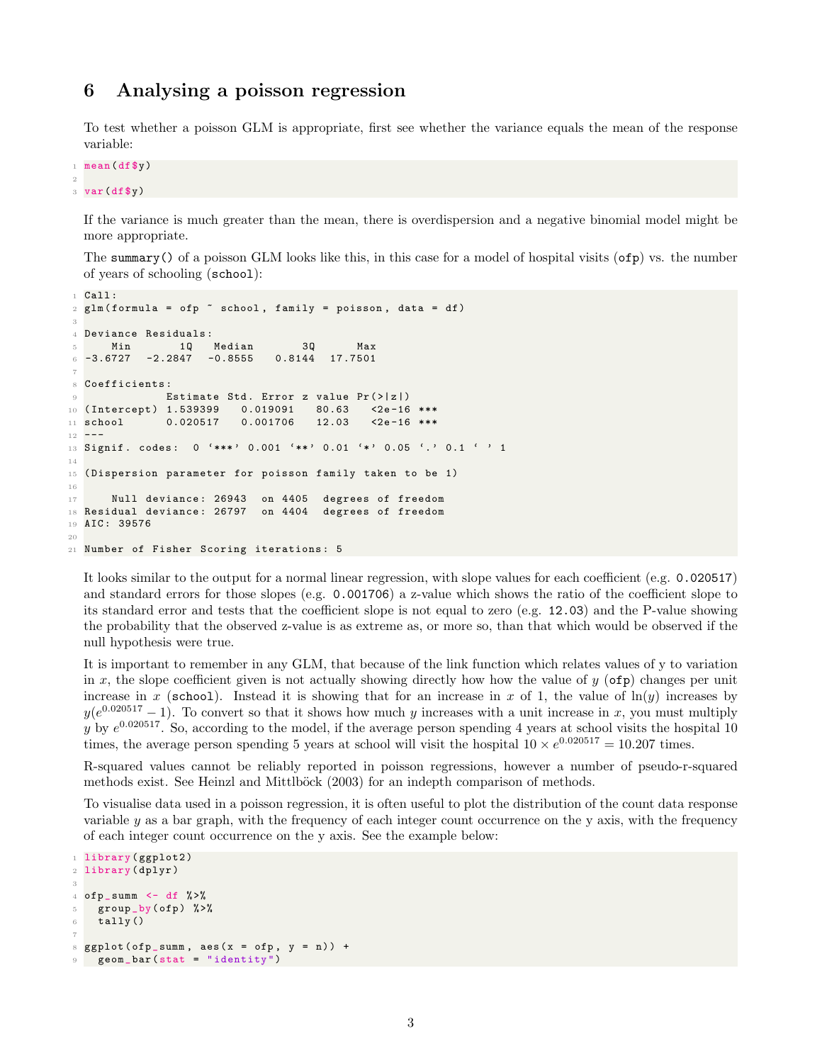## 6 Analysing a poisson regression

To test whether a poisson GLM is appropriate, first see whether the variance equals the mean of the response variable:

```
mean(df$y)

var(df$y)
```

If the variance is much greater than the mean, there is overdispersion and a negative binomial model might be more appropriate.

The `summary()` of a poisson GLM looks like this, in this case for a model of hospital visits (`ofp`) vs. the number of years of schooling (`school`):

```
Call:
glm(formula = ofp ~ school, family = poisson, data = df)

Deviance Residuals:
    Min       1Q   Median       3Q      Max
-3.6727  -2.2847  -0.8555   0.8144  17.7501

Coefficients:
            Estimate Std. Error z value Pr(>|z|)
(Intercept) 1.539399   0.019091   80.63   <2e-16 ***
school      0.020517   0.001706   12.03   <2e-16 ***
---
Signif. codes:  0 '***' 0.001 '**' 0.01 '*' 0.05 '.' 0.1 ' ' 1

(Dispersion parameter for poisson family taken to be 1)

    Null deviance: 26943  on 4405  degrees of freedom
Residual deviance: 26797  on 4404  degrees of freedom
AIC: 39576

Number of Fisher Scoring iterations: 5
```

It looks similar to the output for a normal linear regression, with slope values for each coefficient (e.g. `0.020517`) and standard errors for those slopes (e.g. `0.001706`) a z-value which shows the ratio of the coefficient slope to its standard error and tests that the coefficient slope is not equal to zero (e.g. `12.03`) and the P-value showing the probability that the observed z-value is as extreme as, or more so, than that which would be observed if the null hypothesis were true.

It is important to remember in any GLM, that because of the link function which relates values of y to variation in $x$, the slope coefficient given is not actually showing directly how how the value of $y$ (`ofp`) changes per unit increase in $x$ (`school`). Instead it is showing that for an increase in $x$ of 1, the value of $\ln(y)$ increases by $y(e^{0.020517} - 1)$. To convert so that it shows how much $y$ increases with a unit increase in $x$, you must multiply $y$ by $e^{0.020517}$. So, according to the model, if the average person spending 4 years at school visits the hospital 10 times, the average person spending 5 years at school will visit the hospital $10 \times e^{0.020517} = 10.207$ times.

R-squared values cannot be reliably reported in poisson regressions, however a number of pseudo-r-squared methods exist. See Heinzl and Mittlböck (2003) for an indepth comparison of methods.

To visualise data used in a poisson regression, it is often useful to plot the distribution of the count data response variable $y$ as a bar graph, with the frequency of each integer count occurrence on the y axis, with the frequency of each integer count occurrence on the y axis. See the example below:

```
library(ggplot2)
library(dplyr)

ofp_summ <- df %>%
  group_by(ofp) %>%
  tally()

ggplot(ofp_summ, aes(x = ofp, y = n)) +
  geom_bar(stat = "identity")
```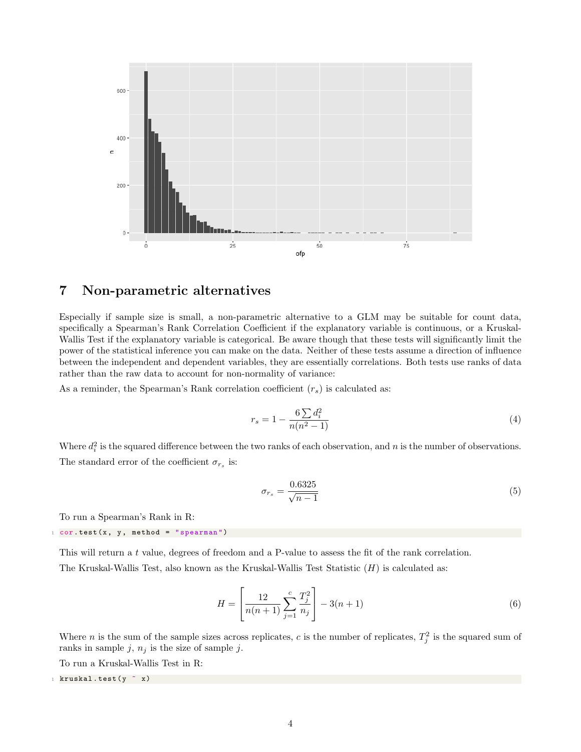## 7 Non-parametric alternatives

Especially if sample size is small, a non-parametric alternative to a GLM may be suitable for count data, specifically a Spearman's Rank Correlation Coefficient if the explanatory variable is continuous, or a Kruskal-Wallis Test if the explanatory variable is categorical. Be aware though that these tests will significantly limit the power of the statistical inference you can make on the data. Neither of these tests assume a direction of influence between the independent and dependent variables, they are essentially correlations. Both tests use ranks of data rather than the raw data to account for non-normality of variance:

As a reminder, the Spearman's Rank correlation coefficient ($r_s$) is calculated as:

$$r_s = 1 - \frac{6 \sum d_i^2}{n(n^2 - 1)} \tag{4}$$

Where $d_i^2$ is the squared difference between the two ranks of each observation, and $n$ is the number of observations.

The standard error of the coefficient $\sigma_{r_s}$ is:

$$\sigma_{r_s} = \frac{0.6325}{\sqrt{n-1}} \tag{5}$$

To run a Spearman's Rank in R:

```
cor.test(x, y, method = "spearman")
```

This will return a $t$ value, degrees of freedom and a P-value to assess the fit of the rank correlation.

The Kruskal-Wallis Test, also known as the Kruskal-Wallis Test Statistic ($H$) is calculated as:

$$H = \left[ \frac{12}{n(n+1)} \sum_{j=1}^{c} \frac{T_j^2}{n_j} \right] - 3(n+1) \tag{6}$$

Where $n$ is the sum of the sample sizes across replicates, $c$ is the number of replicates, $T_j^2$ is the squared sum of ranks in sample $j$, $n_j$ is the size of sample $j$.

To run a Kruskal-Wallis Test in R:

```
kruskal.test(y ~ x)
```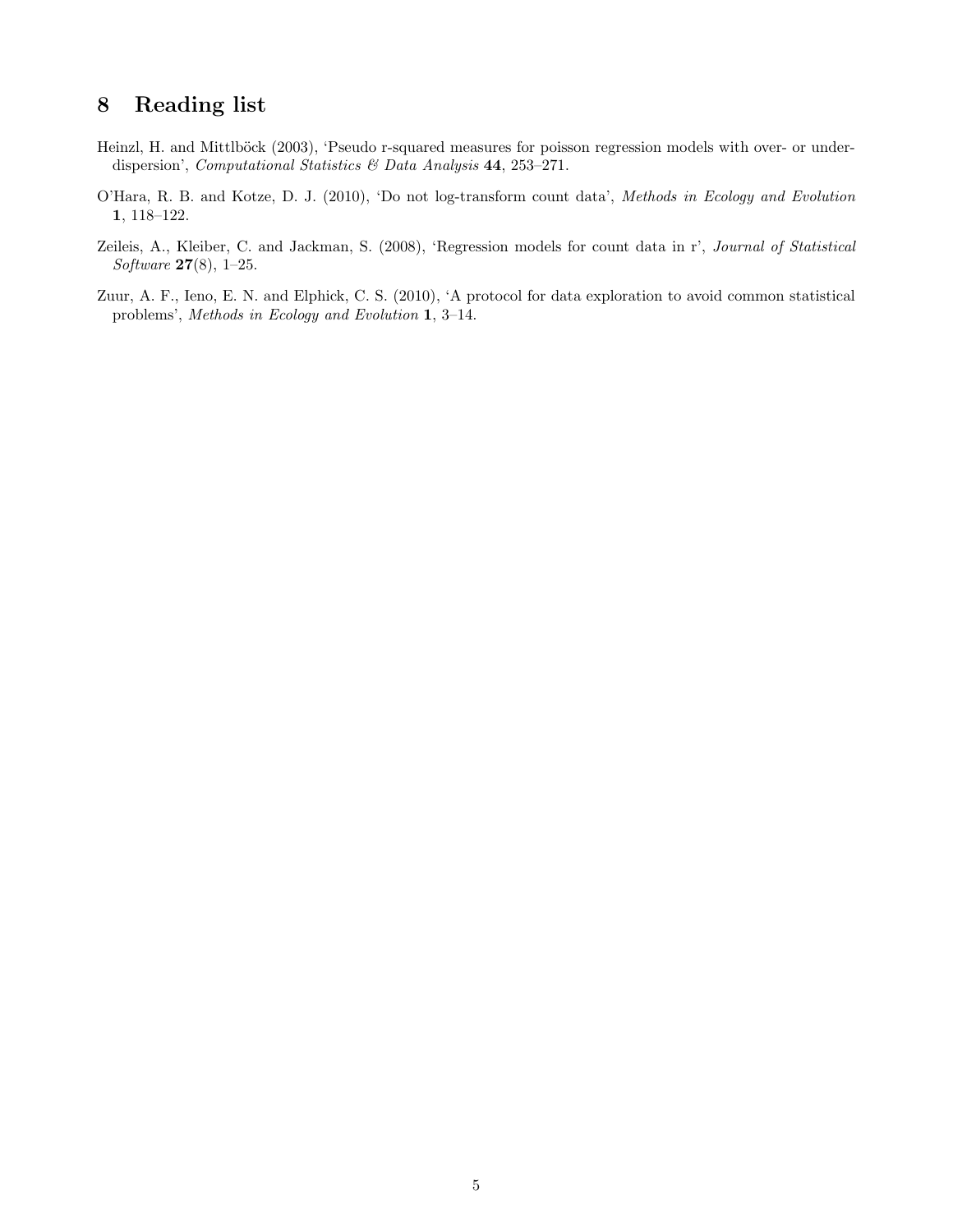# 8 Reading list

Heinzl, H. and Mittlböck (2003), 'Pseudo r-squared measures for poisson regression models with over- or under-dispersion', *Computational Statistics & Data Analysis* **44**, 253–271.

O'Hara, R. B. and Kotze, D. J. (2010), 'Do not log-transform count data', *Methods in Ecology and Evolution* **1**, 118–122.

Zeileis, A., Kleiber, C. and Jackman, S. (2008), 'Regression models for count data in r', *Journal of Statistical Software* **27**(8), 1–25.

Zuur, A. F., Ieno, E. N. and Elphick, C. S. (2010), 'A protocol for data exploration to avoid common statistical problems', *Methods in Ecology and Evolution* **1**, 3–14.